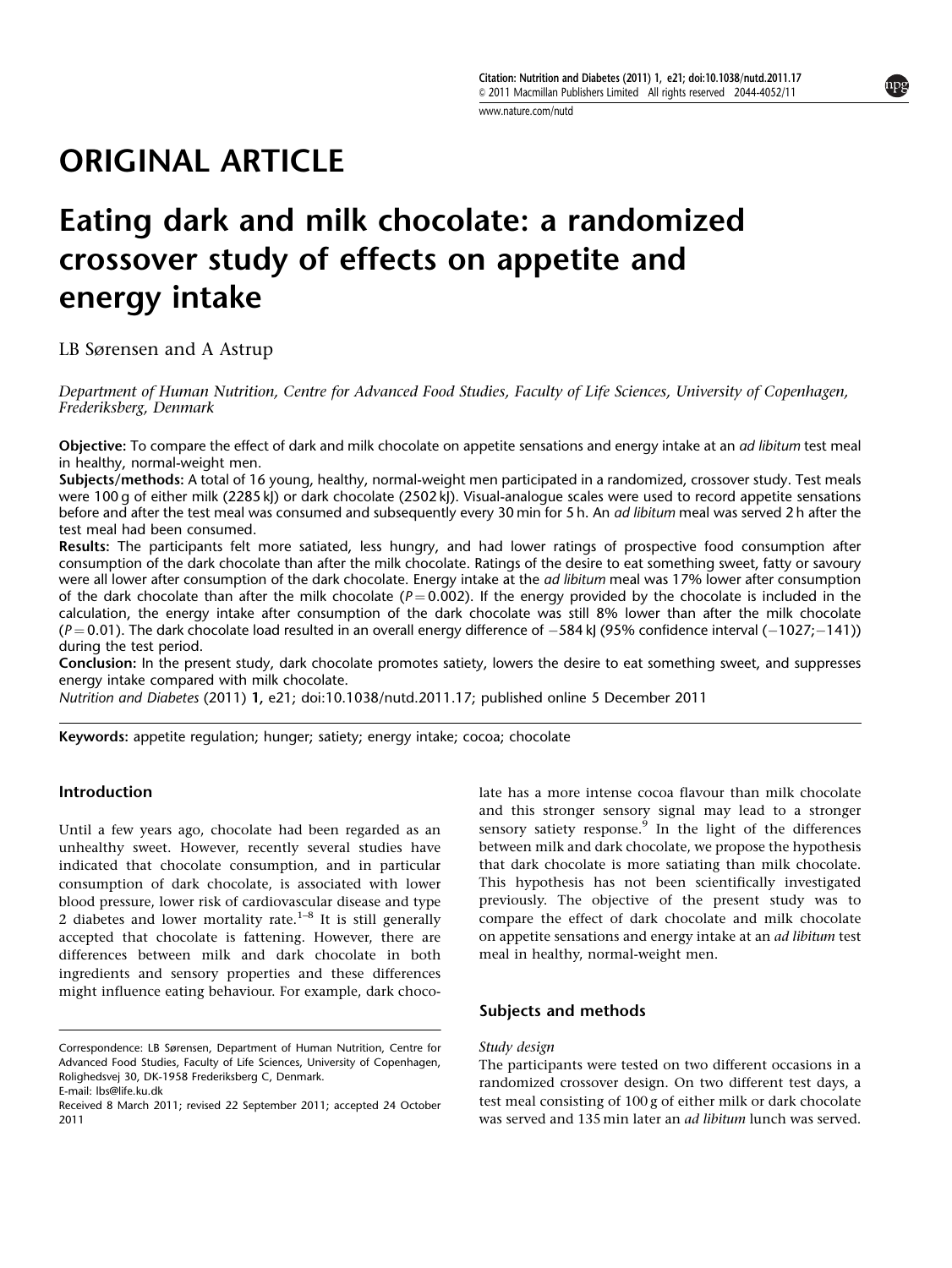# ORIGINAL ARTICLE

# Eating dark and milk chocolate: a randomized crossover study of effects on appetite and energy intake

LB Sørensen and A Astrup

*Department of Human Nutrition, Centre for Advanced Food Studies, Faculty of Life Sciences, University of Copenhagen, Frederiksberg, Denmark*

**Objective:** To compare the effect of dark and milk chocolate on appetite sensations and energy intake at an *ad libitum* test meal in healthy, normal-weight men.

**Subjects/methods:** A total of 16 young, healthy, normal-weight men participated in a randomized, crossover study. Test meals were 100 g of either milk (2285 kJ) or dark chocolate (2502 kJ). Visual-analogue scales were used to record appetite sensations before and after the test meal was consumed and subsequently every 30 min for 5 h. An *ad libitum* meal was served 2 h after the test meal had been consumed.

**Results:** The participants felt more satiated, less hungry, and had lower ratings of prospective food consumption after consumption of the dark chocolate than after the milk chocolate. Ratings of the desire to eat something sweet, fatty or savoury were all lower after consumption of the dark chocolate. Energy intake at the *ad libitum* meal was 17% lower after consumption of the dark chocolate than after the milk chocolate ($P = 0.002$). If the energy provided by the chocolate is included in the calculation, the energy intake after consumption of the dark chocolate was still 8% lower than after the milk chocolate ($P = 0.01$). The dark chocolate load resulted in an overall energy difference of −584 kJ (95% confidence interval (−1027;−141)) during the test period.

**Conclusion:** In the present study, dark chocolate promotes satiety, lowers the desire to eat something sweet, and suppresses energy intake compared with milk chocolate.

*Nutrition and Diabetes* (2011) **1,** e21; doi:10.1038/nutd.2011.17; published online 5 December 2011

**Keywords:** appetite regulation; hunger; satiety; energy intake; cocoa; chocolate

## Introduction

Until a few years ago, chocolate had been regarded as an unhealthy sweet. However, recently several studies have indicated that chocolate consumption, and in particular consumption of dark chocolate, is associated with lower blood pressure, lower risk of cardiovascular disease and type 2 diabetes and lower mortality rate.[1–8] It is still generally accepted that chocolate is fattening. However, there are differences between milk and dark chocolate in both ingredients and sensory properties and these differences might influence eating behaviour. For example, dark chocolate has a more intense cocoa flavour than milk chocolate and this stronger sensory signal may lead to a stronger sensory satiety response.[9] In the light of the differences between milk and dark chocolate, we propose the hypothesis that dark chocolate is more satiating than milk chocolate. This hypothesis has not been scientifically investigated previously. The objective of the present study was to compare the effect of dark chocolate and milk chocolate on appetite sensations and energy intake at an *ad libitum* test meal in healthy, normal-weight men.

## Subjects and methods

### *Study design*

The participants were tested on two different occasions in a randomized crossover design. On two different test days, a test meal consisting of 100 g of either milk or dark chocolate was served and 135 min later an *ad libitum* lunch was served.

Correspondence: LB Sørensen, Department of Human Nutrition, Centre for Advanced Food Studies, Faculty of Life Sciences, University of Copenhagen, Rolighedsvej 30, DK-1958 Frederiksberg C, Denmark.
E-mail: lbs@life.ku.dk

Received 8 March 2011; revised 22 September 2011; accepted 24 October 2011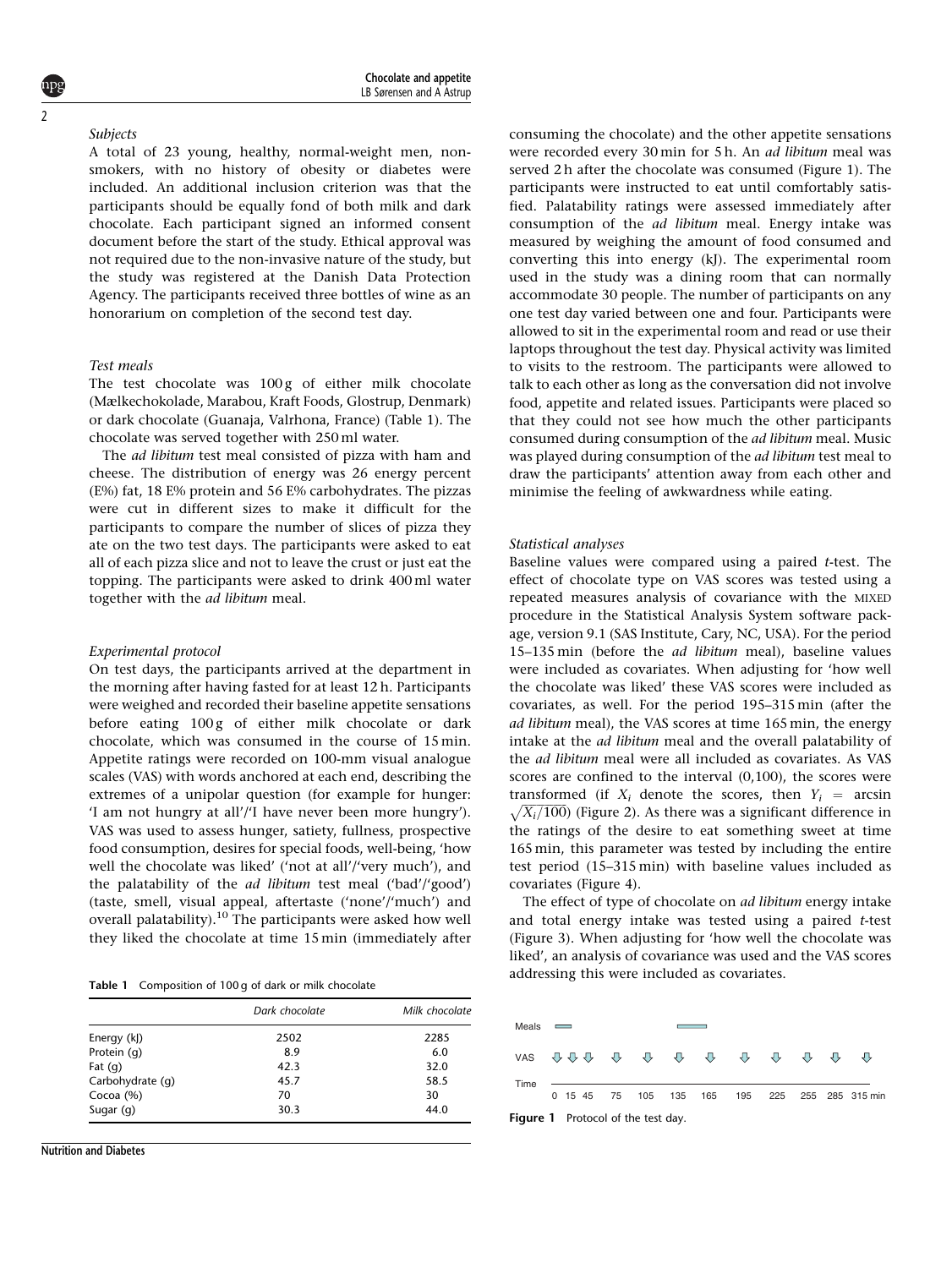### Subjects

A total of 23 young, healthy, normal-weight men, non-smokers, with no history of obesity or diabetes were included. An additional inclusion criterion was that the participants should be equally fond of both milk and dark chocolate. Each participant signed an informed consent document before the start of the study. Ethical approval was not required due to the non-invasive nature of the study, but the study was registered at the Danish Data Protection Agency. The participants received three bottles of wine as an honorarium on completion of the second test day.

### Test meals

The test chocolate was 100 g of either milk chocolate (Mælkechokolade, Marabou, Kraft Foods, Glostrup, Denmark) or dark chocolate (Guanaja, Valrhona, France) (Table 1). The chocolate was served together with 250 ml water.

The *ad libitum* test meal consisted of pizza with ham and cheese. The distribution of energy was 26 energy percent (E%) fat, 18 E% protein and 56 E% carbohydrates. The pizzas were cut in different sizes to make it difficult for the participants to compare the number of slices of pizza they ate on the two test days. The participants were asked to eat all of each pizza slice and not to leave the crust or just eat the topping. The participants were asked to drink 400 ml water together with the *ad libitum* meal.

### Experimental protocol

On test days, the participants arrived at the department in the morning after having fasted for at least 12 h. Participants were weighed and recorded their baseline appetite sensations before eating 100 g of either milk chocolate or dark chocolate, which was consumed in the course of 15 min. Appetite ratings were recorded on 100-mm visual analogue scales (VAS) with words anchored at each end, describing the extremes of a unipolar question (for example for hunger: 'I am not hungry at all'/'I have never been more hungry'). VAS was used to assess hunger, satiety, fullness, prospective food consumption, desires for special foods, well-being, 'how well the chocolate was liked' ('not at all'/'very much'), and the palatability of the *ad libitum* test meal ('bad'/'good') (taste, smell, visual appeal, aftertaste ('none'/'much') and overall palatability).[10] The participants were asked how well they liked the chocolate at time 15 min (immediately after consuming the chocolate) and the other appetite sensations were recorded every 30 min for 5 h. An *ad libitum* meal was served 2 h after the chocolate was consumed (Figure 1). The participants were instructed to eat until comfortably satisfied. Palatability ratings were assessed immediately after consumption of the *ad libitum* meal. Energy intake was measured by weighing the amount of food consumed and converting this into energy (kJ). The experimental room used in the study was a dining room that can normally accommodate 30 people. The number of participants on any one test day varied between one and four. Participants were allowed to sit in the experimental room and read or use their laptops throughout the test day. Physical activity was limited to visits to the restroom. The participants were allowed to talk to each other as long as the conversation did not involve food, appetite and related issues. Participants were placed so that they could not see how much the other participants consumed during consumption of the *ad libitum* meal. Music was played during consumption of the *ad libitum* test meal to draw the participants' attention away from each other and minimise the feeling of awkwardness while eating.

**Table 1** Composition of 100 g of dark or milk chocolate

| | *Dark chocolate* | *Milk chocolate* |
|---|---|---|
| Energy (kJ) | 2502 | 2285 |
| Protein (g) | 8.9 | 6.0 |
| Fat (g) | 42.3 | 32.0 |
| Carbohydrate (g) | 45.7 | 58.5 |
| Cocoa (%) | 70 | 30 |
| Sugar (g) | 30.3 | 44.0 |

### Statistical analyses

Baseline values were compared using a paired *t*-test. The effect of chocolate type on VAS scores was tested using a repeated measures analysis of covariance with the MIXED procedure in the Statistical Analysis System software package, version 9.1 (SAS Institute, Cary, NC, USA). For the period 15–135 min (before the *ad libitum* meal), baseline values were included as covariates. When adjusting for 'how well the chocolate was liked' these VAS scores were included as covariates, as well. For the period 195–315 min (after the *ad libitum* meal), the VAS scores at time 165 min, the energy intake at the *ad libitum* meal and the overall palatability of the *ad libitum* meal were all included as covariates. As VAS scores are confined to the interval (0,100), the scores were transformed (if $X_i$ denote the scores, then $Y_i = \arcsin\sqrt{X_i/100}$) (Figure 2). As there was a significant difference in the ratings of the desire to eat something sweet at time 165 min, this parameter was tested by including the entire test period (15–315 min) with baseline values included as covariates (Figure 4).

The effect of type of chocolate on *ad libitum* energy intake and total energy intake was tested using a paired *t*-test (Figure 3). When adjusting for 'how well the chocolate was liked', an analysis of covariance was used and the VAS scores addressing this were included as covariates.

| Meals | ▬ | | | | | | ▬ | | | | | | |
|---|---|---|---|---|---|---|---|---|---|---|---|---|---|
| VAS | ⇩ | ⇩ | ⇩ | ⇩ | ⇩ | ⇩ | ⇩ | ⇩ | ⇩ | ⇩ | ⇩ | ⇩ | |
| Time | 0 | 15 | 45 | 75 | 105 | 135 | 165 | 195 | 225 | 255 | 285 | 315 | min |

**Figure 1** Protocol of the test day.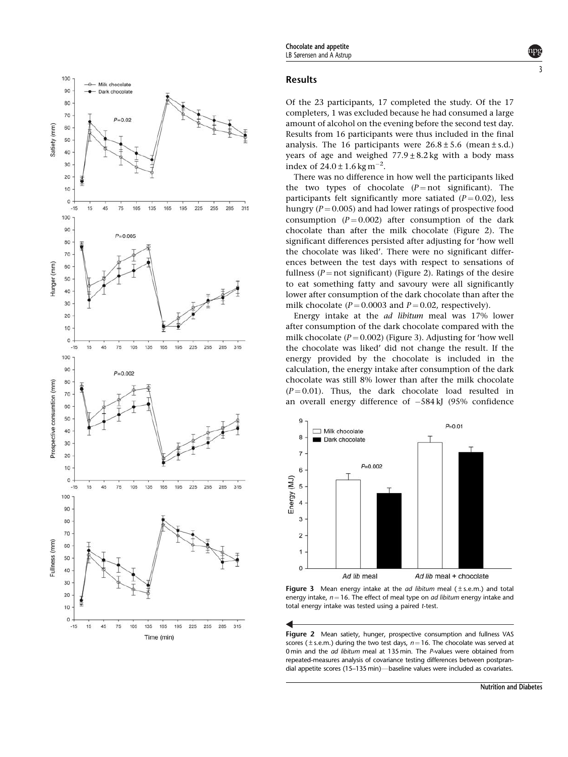## Results

Of the 23 participants, 17 completed the study. Of the 17 completers, 1 was excluded because he had consumed a large amount of alcohol on the evening before the second test day. Results from 16 participants were thus included in the final analysis. The 16 participants were $26.8 \pm 5.6$ (mean $\pm$ s.d.) years of age and weighed $77.9 \pm 8.2$ kg with a body mass index of $24.0 \pm 1.6$ kg m$^{-2}$.

There was no difference in how well the participants liked the two types of chocolate ($P =$ not significant). The participants felt significantly more satiated ($P = 0.02$), less hungry ($P = 0.005$) and had lower ratings of prospective food consumption ($P = 0.002$) after consumption of the dark chocolate than after the milk chocolate (Figure 2). The significant differences persisted after adjusting for 'how well the chocolate was liked'. There were no significant differences between the test days with respect to sensations of fullness ($P =$ not significant) (Figure 2). Ratings of the desire to eat something fatty and savoury were all significantly lower after consumption of the dark chocolate than after the milk chocolate ($P = 0.0003$ and $P = 0.02$, respectively).

Energy intake at the *ad libitum* meal was 17% lower after consumption of the dark chocolate compared with the milk chocolate ($P = 0.002$) (Figure 3). Adjusting for 'how well the chocolate was liked' did not change the result. If the energy provided by the chocolate is included in the calculation, the energy intake after consumption of the dark chocolate was still 8% lower than after the milk chocolate ($P = 0.01$). Thus, the dark chocolate load resulted in an overall energy difference of $-584$ kJ (95% confidence

**Figure 3** Mean energy intake at the *ad libitum* meal ($\pm$ s.e.m.) and total energy intake, $n = 16$. The effect of meal type on *ad libitum* energy intake and total energy intake was tested using a paired *t*-test.

**Figure 2** Mean satiety, hunger, prospective consumption and fullness VAS scores ($\pm$ s.e.m.) during the two test days, $n = 16$. The chocolate was served at 0 min and the *ad libitum* meal at 135 min. The *P*-values were obtained from repeated-measures analysis of covariance testing differences between postprandial appetite scores (15–135 min)—baseline values were included as covariates.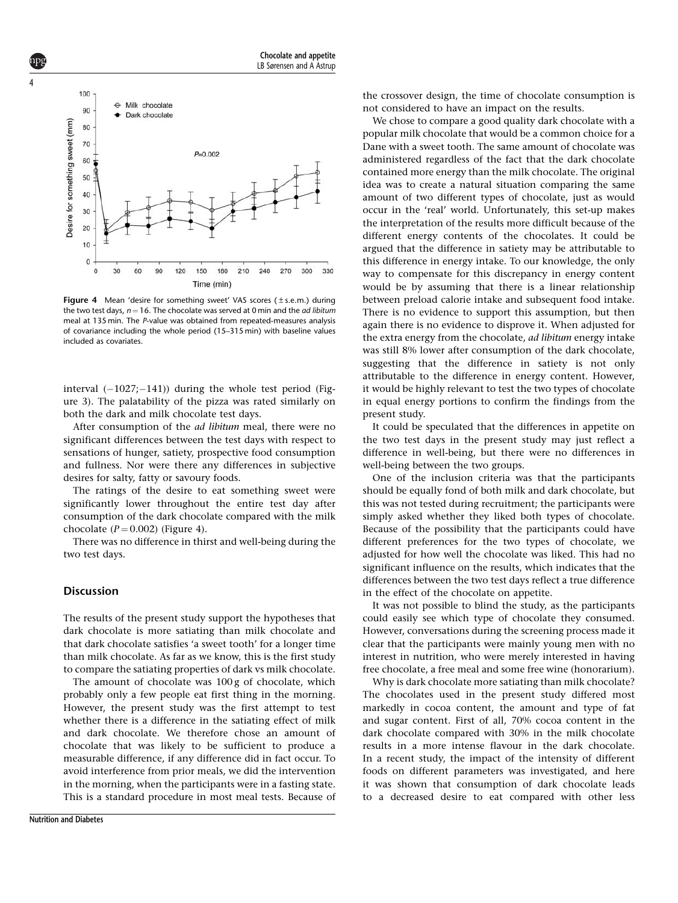100
Milk chocolate
Dark chocolate
90
80
70
60
50
40
30
20
10
0
Desire for something sweet (mm)
P=0.002
0 30 60 90 120 150 180 210 240 270 300 330
Time (min)

**Figure 4** Mean 'desire for something sweet' VAS scores (± s.e.m.) during the two test days, $n = 16$. The chocolate was served at 0 min and the *ad libitum* meal at 135 min. The *P*-value was obtained from repeated-measures analysis of covariance including the whole period (15–315 min) with baseline values included as covariates.

interval (−1027;−141)) during the whole test period (Figure 3). The palatability of the pizza was rated similarly on both the dark and milk chocolate test days.

After consumption of the *ad libitum* meal, there were no significant differences between the test days with respect to sensations of hunger, satiety, prospective food consumption and fullness. Nor were there any differences in subjective desires for salty, fatty or savoury foods.

The ratings of the desire to eat something sweet were significantly lower throughout the entire test day after consumption of the dark chocolate compared with the milk chocolate ($P = 0.002$) (Figure 4).

There was no difference in thirst and well-being during the two test days.

## Discussion

The results of the present study support the hypotheses that dark chocolate is more satiating than milk chocolate and that dark chocolate satisfies 'a sweet tooth' for a longer time than milk chocolate. As far as we know, this is the first study to compare the satiating properties of dark vs milk chocolate.

The amount of chocolate was 100 g of chocolate, which probably only a few people eat first thing in the morning. However, the present study was the first attempt to test whether there is a difference in the satiating effect of milk and dark chocolate. We therefore chose an amount of chocolate that was likely to be sufficient to produce a measurable difference, if any difference did in fact occur. To avoid interference from prior meals, we did the intervention in the morning, when the participants were in a fasting state. This is a standard procedure in most meal tests. Because of the crossover design, the time of chocolate consumption is not considered to have an impact on the results.

We chose to compare a good quality dark chocolate with a popular milk chocolate that would be a common choice for a Dane with a sweet tooth. The same amount of chocolate was administered regardless of the fact that the dark chocolate contained more energy than the milk chocolate. The original idea was to create a natural situation comparing the same amount of two different types of chocolate, just as would occur in the 'real' world. Unfortunately, this set-up makes the interpretation of the results more difficult because of the different energy contents of the chocolates. It could be argued that the difference in satiety may be attributable to this difference in energy intake. To our knowledge, the only way to compensate for this discrepancy in energy content would be by assuming that there is a linear relationship between preload calorie intake and subsequent food intake. There is no evidence to support this assumption, but then again there is no evidence to disprove it. When adjusted for the extra energy from the chocolate, *ad libitum* energy intake was still 8% lower after consumption of the dark chocolate, suggesting that the difference in satiety is not only attributable to the difference in energy content. However, it would be highly relevant to test the two types of chocolate in equal energy portions to confirm the findings from the present study.

It could be speculated that the differences in appetite on the two test days in the present study may just reflect a difference in well-being, but there were no differences in well-being between the two groups.

One of the inclusion criteria was that the participants should be equally fond of both milk and dark chocolate, but this was not tested during recruitment; the participants were simply asked whether they liked both types of chocolate. Because of the possibility that the participants could have different preferences for the two types of chocolate, we adjusted for how well the chocolate was liked. This had no significant influence on the results, which indicates that the differences between the two test days reflect a true difference in the effect of the chocolate on appetite.

It was not possible to blind the study, as the participants could easily see which type of chocolate they consumed. However, conversations during the screening process made it clear that the participants were mainly young men with no interest in nutrition, who were merely interested in having free chocolate, a free meal and some free wine (honorarium).

Why is dark chocolate more satiating than milk chocolate? The chocolates used in the present study differed most markedly in cocoa content, the amount and type of fat and sugar content. First of all, 70% cocoa content in the dark chocolate compared with 30% in the milk chocolate results in a more intense flavour in the dark chocolate. In a recent study, the impact of the intensity of different foods on different parameters was investigated, and here it was shown that consumption of dark chocolate leads to a decreased desire to eat compared with other less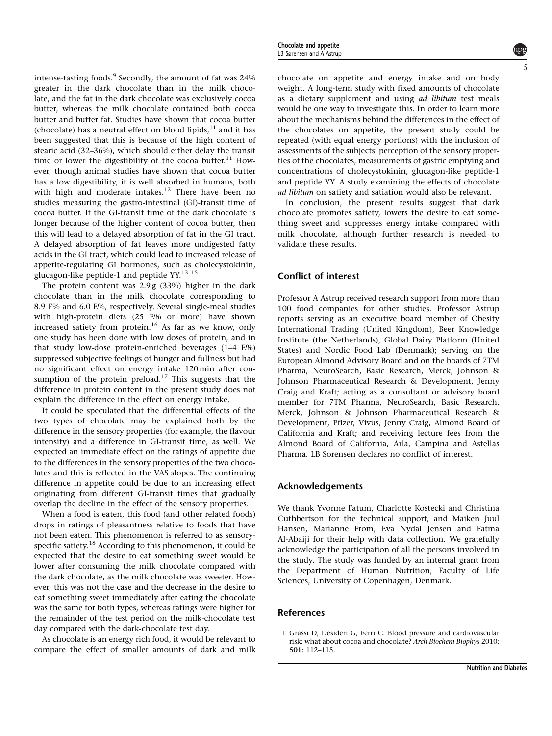intense-tasting foods.[9] Secondly, the amount of fat was 24% greater in the dark chocolate than in the milk chocolate, and the fat in the dark chocolate was exclusively cocoa butter, whereas the milk chocolate contained both cocoa butter and butter fat. Studies have shown that cocoa butter (chocolate) has a neutral effect on blood lipids,[11] and it has been suggested that this is because of the high content of stearic acid (32–36%), which should either delay the transit time or lower the digestibility of the cocoa butter.[11] However, though animal studies have shown that cocoa butter has a low digestibility, it is well absorbed in humans, both with high and moderate intakes.[12] There have been no studies measuring the gastro-intestinal (GI)-transit time of cocoa butter. If the GI-transit time of the dark chocolate is longer because of the higher content of cocoa butter, then this will lead to a delayed absorption of fat in the GI tract. A delayed absorption of fat leaves more undigested fatty acids in the GI tract, which could lead to increased release of appetite-regulating GI hormones, such as cholecystokinin, glucagon-like peptide-1 and peptide YY.[13–15]

The protein content was 2.9 g (33%) higher in the dark chocolate than in the milk chocolate corresponding to 8.9 E% and 6.0 E%, respectively. Several single-meal studies with high-protein diets (25 E% or more) have shown increased satiety from protein.[16] As far as we know, only one study has been done with low doses of protein, and in that study low-dose protein-enriched beverages (1–4 E%) suppressed subjective feelings of hunger and fullness but had no significant effect on energy intake 120 min after consumption of the protein preload.[17] This suggests that the difference in protein content in the present study does not explain the difference in the effect on energy intake.

It could be speculated that the differential effects of the two types of chocolate may be explained both by the difference in the sensory properties (for example, the flavour intensity) and a difference in GI-transit time, as well. We expected an immediate effect on the ratings of appetite due to the differences in the sensory properties of the two chocolates and this is reflected in the VAS slopes. The continuing difference in appetite could be due to an increasing effect originating from different GI-transit times that gradually overlap the decline in the effect of the sensory properties.

When a food is eaten, this food (and other related foods) drops in ratings of pleasantness relative to foods that have not been eaten. This phenomenon is referred to as sensory-specific satiety.[18] According to this phenomenon, it could be expected that the desire to eat something sweet would be lower after consuming the milk chocolate compared with the dark chocolate, as the milk chocolate was sweeter. However, this was not the case and the decrease in the desire to eat something sweet immediately after eating the chocolate was the same for both types, whereas ratings were higher for the remainder of the test period on the milk-chocolate test day compared with the dark-chocolate test day.

As chocolate is an energy rich food, it would be relevant to compare the effect of smaller amounts of dark and milk chocolate on appetite and energy intake and on body weight. A long-term study with fixed amounts of chocolate as a dietary supplement and using *ad libitum* test meals would be one way to investigate this. In order to learn more about the mechanisms behind the differences in the effect of the chocolates on appetite, the present study could be repeated (with equal energy portions) with the inclusion of assessments of the subjects' perception of the sensory properties of the chocolates, measurements of gastric emptying and concentrations of cholecystokinin, glucagon-like peptide-1 and peptide YY. A study examining the effects of chocolate *ad libitum* on satiety and satiation would also be relevant.

In conclusion, the present results suggest that dark chocolate promotes satiety, lowers the desire to eat something sweet and suppresses energy intake compared with milk chocolate, although further research is needed to validate these results.

## Conflict of interest

Professor A Astrup received research support from more than 100 food companies for other studies. Professor Astrup reports serving as an executive board member of Obesity International Trading (United Kingdom), Beer Knowledge Institute (the Netherlands), Global Dairy Platform (United States) and Nordic Food Lab (Denmark); serving on the European Almond Advisory Board and on the boards of 7TM Pharma, NeuroSearch, Basic Research, Merck, Johnson & Johnson Pharmaceutical Research & Development, Jenny Craig and Kraft; acting as a consultant or advisory board member for 7TM Pharma, NeuroSearch, Basic Research, Merck, Johnson & Johnson Pharmaceutical Research & Development, Pfizer, Vivus, Jenny Craig, Almond Board of California and Kraft; and receiving lecture fees from the Almond Board of California, Arla, Campina and Astellas Pharma. LB Sorensen declares no conflict of interest.

## Acknowledgements

We thank Yvonne Fatum, Charlotte Kostecki and Christina Cuthbertson for the technical support, and Maiken Juul Hansen, Marianne From, Eva Nydal Jensen and Fatma Al-Abaiji for their help with data collection. We gratefully acknowledge the participation of all the persons involved in the study. The study was funded by an internal grant from the Department of Human Nutrition, Faculty of Life Sciences, University of Copenhagen, Denmark.

## References

1 Grassi D, Desideri G, Ferri C. Blood pressure and cardiovascular risk: what about cocoa and chocolate? *Arch Biochem Biophys* 2010; **501**: 112–115.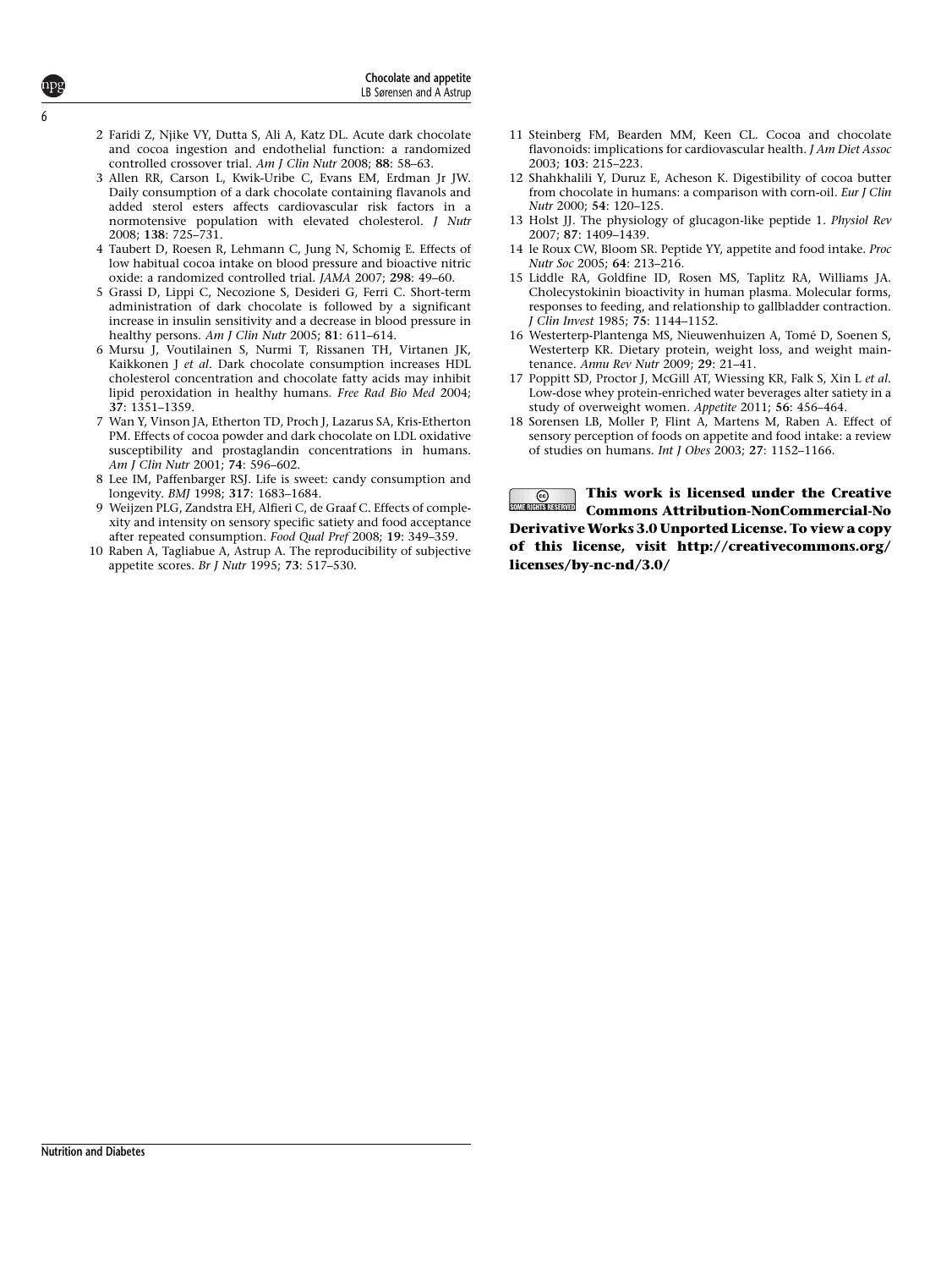2 Faridi Z, Njike VY, Dutta S, Ali A, Katz DL. Acute dark chocolate and cocoa ingestion and endothelial function: a randomized controlled crossover trial. *Am J Clin Nutr* 2008; **88**: 58–63.

3 Allen RR, Carson L, Kwik-Uribe C, Evans EM, Erdman Jr JW. Daily consumption of a dark chocolate containing flavanols and added sterol esters affects cardiovascular risk factors in a normotensive population with elevated cholesterol. *J Nutr* 2008; **138**: 725–731.

4 Taubert D, Roesen R, Lehmann C, Jung N, Schomig E. Effects of low habitual cocoa intake on blood pressure and bioactive nitric oxide: a randomized controlled trial. *JAMA* 2007; **298**: 49–60.

5 Grassi D, Lippi C, Necozione S, Desideri G, Ferri C. Short-term administration of dark chocolate is followed by a significant increase in insulin sensitivity and a decrease in blood pressure in healthy persons. *Am J Clin Nutr* 2005; **81**: 611–614.

6 Mursu J, Voutilainen S, Nurmi T, Rissanen TH, Virtanen JK, Kaikkonen J *et al*. Dark chocolate consumption increases HDL cholesterol concentration and chocolate fatty acids may inhibit lipid peroxidation in healthy humans. *Free Rad Bio Med* 2004; **37**: 1351–1359.

7 Wan Y, Vinson JA, Etherton TD, Proch J, Lazarus SA, Kris-Etherton PM. Effects of cocoa powder and dark chocolate on LDL oxidative susceptibility and prostaglandin concentrations in humans. *Am J Clin Nutr* 2001; **74**: 596–602.

8 Lee IM, Paffenbarger RSJ. Life is sweet: candy consumption and longevity. *BMJ* 1998; **317**: 1683–1684.

9 Weijzen PLG, Zandstra EH, Alfieri C, de Graaf C. Effects of complexity and intensity on sensory specific satiety and food acceptance after repeated consumption. *Food Qual Pref* 2008; **19**: 349–359.

10 Raben A, Tagliabue A, Astrup A. The reproducibility of subjective appetite scores. *Br J Nutr* 1995; **73**: 517–530.

11 Steinberg FM, Bearden MM, Keen CL. Cocoa and chocolate flavonoids: implications for cardiovascular health. *J Am Diet Assoc* 2003; **103**: 215–223.

12 Shahkhalili Y, Duruz E, Acheson K. Digestibility of cocoa butter from chocolate in humans: a comparison with corn-oil. *Eur J Clin Nutr* 2000; **54**: 120–125.

13 Holst JJ. The physiology of glucagon-like peptide 1. *Physiol Rev* 2007; **87**: 1409–1439.

14 le Roux CW, Bloom SR. Peptide YY, appetite and food intake. *Proc Nutr Soc* 2005; **64**: 213–216.

15 Liddle RA, Goldfine ID, Rosen MS, Taplitz RA, Williams JA. Cholecystokinin bioactivity in human plasma. Molecular forms, responses to feeding, and relationship to gallbladder contraction. *J Clin Invest* 1985; **75**: 1144–1152.

16 Westerterp-Plantenga MS, Nieuwenhuizen A, Tomé D, Soenen S, Westerterp KR. Dietary protein, weight loss, and weight maintenance. *Annu Rev Nutr* 2009; **29**: 21–41.

17 Poppitt SD, Proctor J, McGill AT, Wiessing KR, Falk S, Xin L *et al*. Low-dose whey protein-enriched water beverages alter satiety in a study of overweight women. *Appetite* 2011; **56**: 456–464.

18 Sorensen LB, Moller P, Flint A, Martens M, Raben A. Effect of sensory perception of foods on appetite and food intake: a review of studies on humans. *Int J Obes* 2003; **27**: 1152–1166.

**This work is licensed under the Creative Commons Attribution-NonCommercial-No Derivative Works 3.0 Unported License. To view a copy of this license, visit http://creativecommons.org/licenses/by-nc-nd/3.0/**